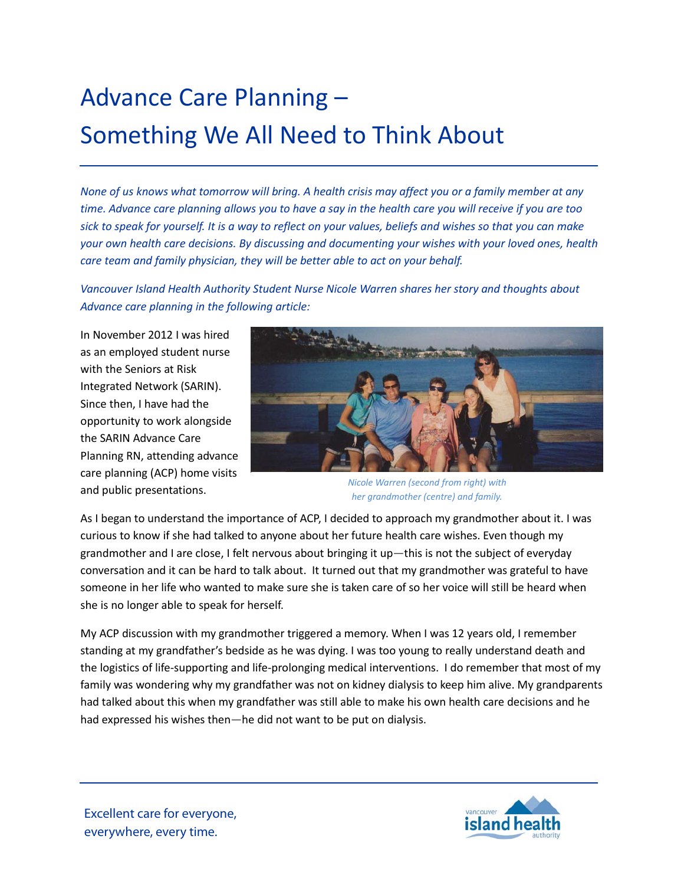# Advance Care Planning – Something We All Need to Think About

*None of us knows what tomorrow will bring. A health crisis may affect you or a family member at any time. Advance care planning allows you to have a say in the health care you will receive if you are too sick to speak for yourself. It is a way to reflect on your values, beliefs and wishes so that you can make your own health care decisions. By discussing and documenting your wishes with your loved ones, health care team and family physician, they will be better able to act on your behalf.*

*Vancouver Island Health Authority Student Nurse Nicole Warren shares her story and thoughts about Advance care planning in the following article:*

In November 2012 I was hired as an employed student nurse with the Seniors at Risk Integrated Network (SARIN). Since then, I have had the opportunity to work alongside the SARIN Advance Care Planning RN, attending advance care planning (ACP) home visits and public presentations.

*Nicole Warren (second from right) with her grandmother (centre) and family.*

As I began to understand the importance of ACP, I decided to approach my grandmother about it. I was curious to know if she had talked to anyone about her future health care wishes. Even though my grandmother and I are close, I felt nervous about bringing it up—this is not the subject of everyday conversation and it can be hard to talk about. It turned out that my grandmother was grateful to have someone in her life who wanted to make sure she is taken care of so her voice will still be heard when she is no longer able to speak for herself.

My ACP discussion with my grandmother triggered a memory. When I was 12 years old, I remember standing at my grandfather's bedside as he was dying. I was too young to really understand death and the logistics of life-supporting and life-prolonging medical interventions. I do remember that most of my family was wondering why my grandfather was not on kidney dialysis to keep him alive. My grandparents had talked about this when my grandfather was still able to make his own health care decisions and he had expressed his wishes then—he did not want to be put on dialysis.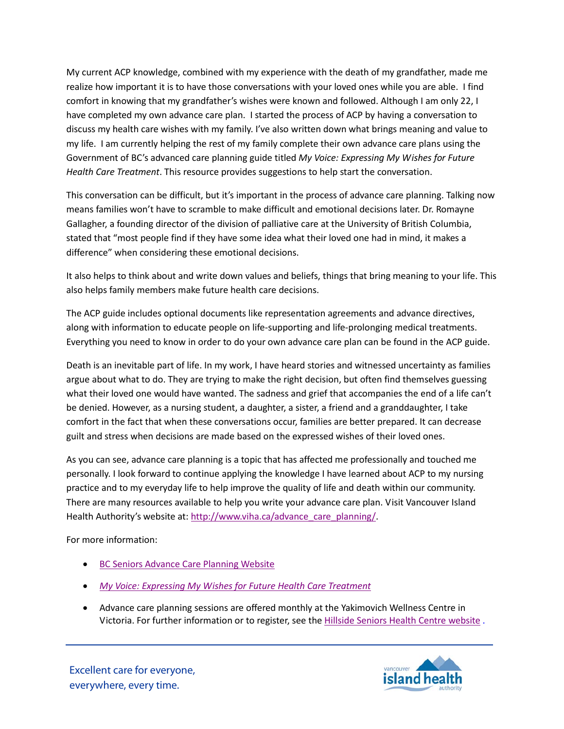My current ACP knowledge, combined with my experience with the death of my grandfather, made me realize how important it is to have those conversations with your loved ones while you are able. I find comfort in knowing that my grandfather's wishes were known and followed. Although I am only 22, I have completed my own advance care plan. I started the process of ACP by having a conversation to discuss my health care wishes with my family. I've also written down what brings meaning and value to my life. I am currently helping the rest of my family complete their own advance care plans using the Government of BC's advanced care planning guide titled *My Voice: Expressing My Wishes for Future Health Care Treatment*. This resource provides suggestions to help start the conversation.

This conversation can be difficult, but it's important in the process of advance care planning. Talking now means families won't have to scramble to make difficult and emotional decisions later. Dr. Romayne Gallagher, a founding director of the division of palliative care at the University of British Columbia, stated that "most people find if they have some idea what their loved one had in mind, it makes a difference" when considering these emotional decisions.

It also helps to think about and write down values and beliefs, things that bring meaning to your life. This also helps family members make future health care decisions.

The ACP guide includes optional documents like representation agreements and advance directives, along with information to educate people on life-supporting and life-prolonging medical treatments. Everything you need to know in order to do your own advance care plan can be found in the ACP guide.

Death is an inevitable part of life. In my work, I have heard stories and witnessed uncertainty as families argue about what to do. They are trying to make the right decision, but often find themselves guessing what their loved one would have wanted. The sadness and grief that accompanies the end of a life can't be denied. However, as a nursing student, a daughter, a sister, a friend and a granddaughter, I take comfort in the fact that when these conversations occur, families are better prepared. It can decrease guilt and stress when decisions are made based on the expressed wishes of their loved ones.

As you can see, advance care planning is a topic that has affected me professionally and touched me personally. I look forward to continue applying the knowledge I have learned about ACP to my nursing practice and to my everyday life to help improve the quality of life and death within our community. There are many resources available to help you write your advance care plan. Visit Vancouver Island Health Authority's website at: [http://www.viha.ca/advance_care_planning/](http://www.viha.ca/advance_care_planning/).

For more information:

- BC Seniors Advance Care Planning Website
- *My Voice: Expressing My Wishes for Future Health Care Treatment*
- Advance care planning sessions are offered monthly at the Yakimovich Wellness Centre in Victoria. For further information or to register, see the Hillside Seniors Health Centre website .